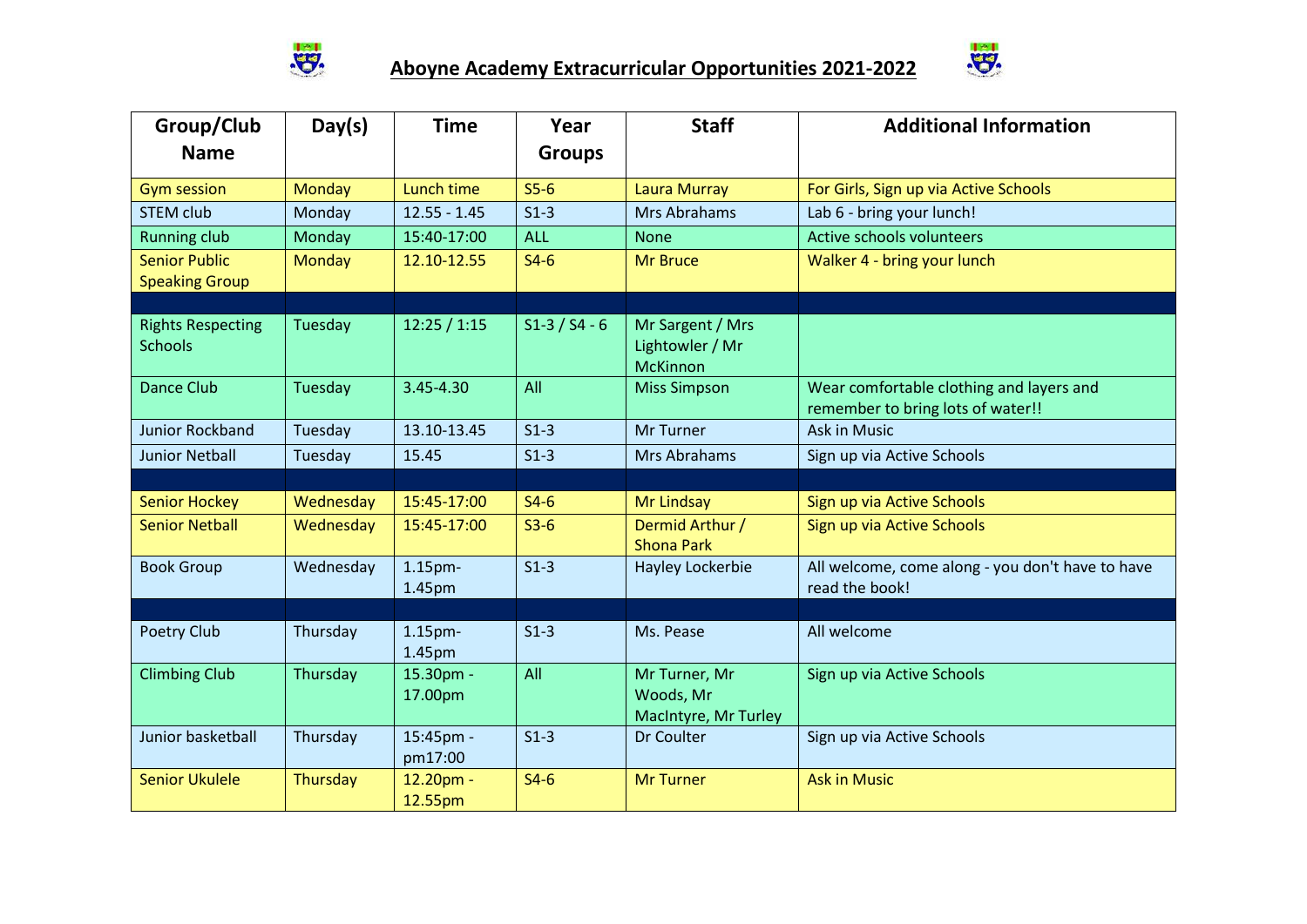# Aboyne Academy Extracurricular Opportunities 2021-2022

| Group/Club Name | Day(s) | Time | Year Groups | Staff | Additional Information |
|---|---|---|---|---|---|
| Gym session | Monday | Lunch time | S5-6 | Laura Murray | For Girls, Sign up via Active Schools |
| STEM club | Monday | 12.55 - 1.45 | S1-3 | Mrs Abrahams | Lab 6 - bring your lunch! |
| Running club | Monday | 15:40-17:00 | ALL | None | Active schools volunteers |
| Senior Public Speaking Group | Monday | 12.10-12.55 | S4-6 | Mr Bruce | Walker 4 - bring your lunch |
| | | | | | |
| Rights Respecting Schools | Tuesday | 12:25 / 1:15 | S1-3 / S4 - 6 | Mr Sargent / Mrs Lightowler / Mr McKinnon | |
| Dance Club | Tuesday | 3.45-4.30 | All | Miss Simpson | Wear comfortable clothing and layers and remember to bring lots of water!! |
| Junior Rockband | Tuesday | 13.10-13.45 | S1-3 | Mr Turner | Ask in Music |
| Junior Netball | Tuesday | 15.45 | S1-3 | Mrs Abrahams | Sign up via Active Schools |
| | | | | | |
| Senior Hockey | Wednesday | 15:45-17:00 | S4-6 | Mr Lindsay | Sign up via Active Schools |
| Senior Netball | Wednesday | 15:45-17:00 | S3-6 | Dermid Arthur / Shona Park | Sign up via Active Schools |
| Book Group | Wednesday | 1.15pm-1.45pm | S1-3 | Hayley Lockerbie | All welcome, come along - you don't have to have read the book! |
| | | | | | |
| Poetry Club | Thursday | 1.15pm-1.45pm | S1-3 | Ms. Pease | All welcome |
| Climbing Club | Thursday | 15.30pm - 17.00pm | All | Mr Turner, Mr Woods, Mr MacIntyre, Mr Turley | Sign up via Active Schools |
| Junior basketball | Thursday | 15:45pm - pm17:00 | S1-3 | Dr Coulter | Sign up via Active Schools |
| Senior Ukulele | Thursday | 12.20pm - 12.55pm | S4-6 | Mr Turner | Ask in Music |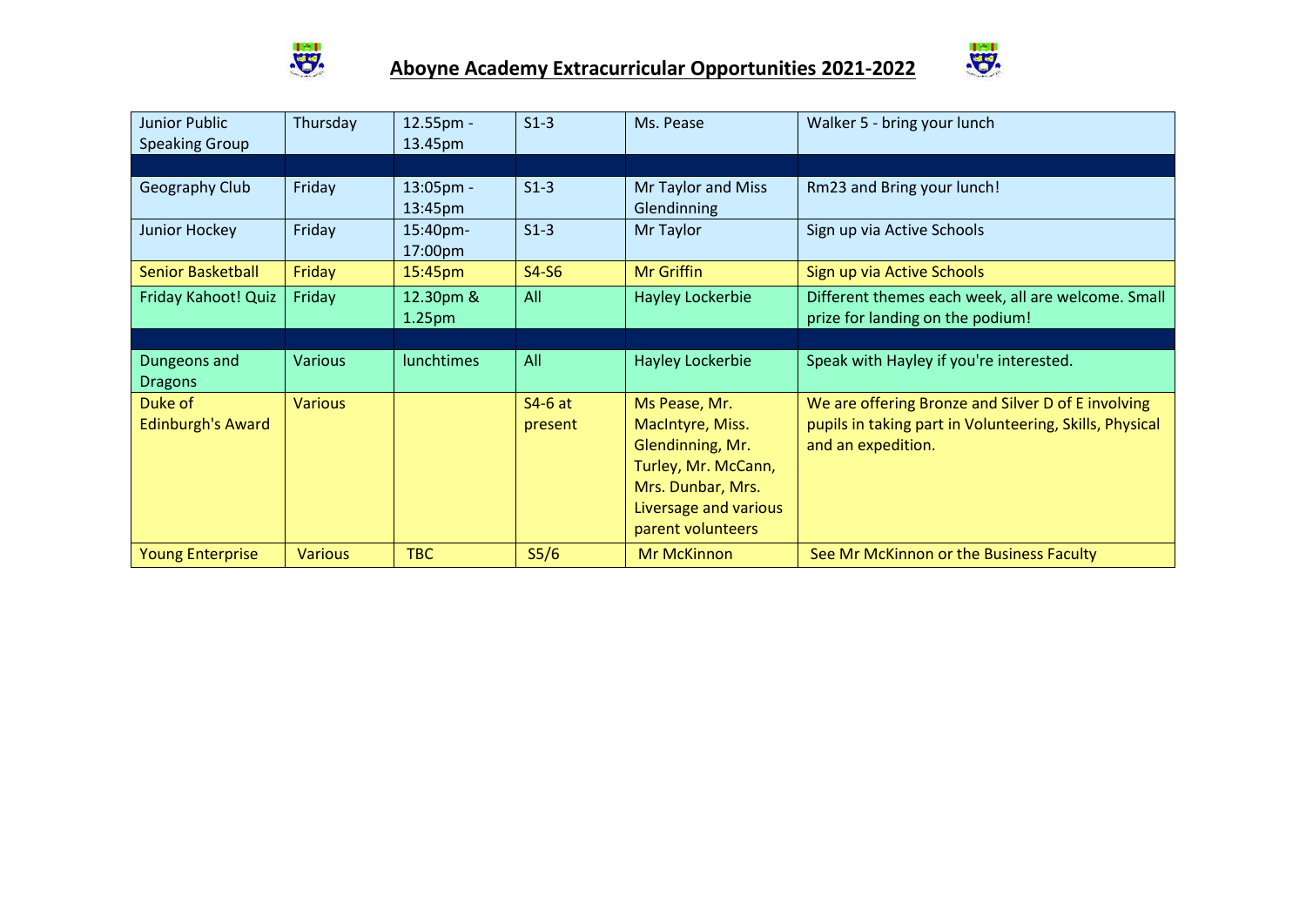# Aboyne Academy Extracurricular Opportunities 2021-2022

| | | | | | |
|---|---|---|---|---|---|
| Junior Public Speaking Group | Thursday | 12.55pm - 13.45pm | S1-3 | Ms. Pease | Walker 5 - bring your lunch |
| | | | | | |
| Geography Club | Friday | 13:05pm - 13:45pm | S1-3 | Mr Taylor and Miss Glendinning | Rm23 and Bring your lunch! |
| Junior Hockey | Friday | 15:40pm-17:00pm | S1-3 | Mr Taylor | Sign up via Active Schools |
| Senior Basketball | Friday | 15:45pm | S4-S6 | Mr Griffin | Sign up via Active Schools |
| Friday Kahoot! Quiz | Friday | 12.30pm & 1.25pm | All | Hayley Lockerbie | Different themes each week, all are welcome. Small prize for landing on the podium! |
| | | | | | |
| Dungeons and Dragons | Various | lunchtimes | All | Hayley Lockerbie | Speak with Hayley if you're interested. |
| Duke of Edinburgh's Award | Various | | S4-6 at present | Ms Pease, Mr. MacIntyre, Miss. Glendinning, Mr. Turley, Mr. McCann, Mrs. Dunbar, Mrs. Liversage and various parent volunteers | We are offering Bronze and Silver D of E involving pupils in taking part in Volunteering, Skills, Physical and an expedition. |
| Young Enterprise | Various | TBC | S5/6 | Mr McKinnon | See Mr McKinnon or the Business Faculty |